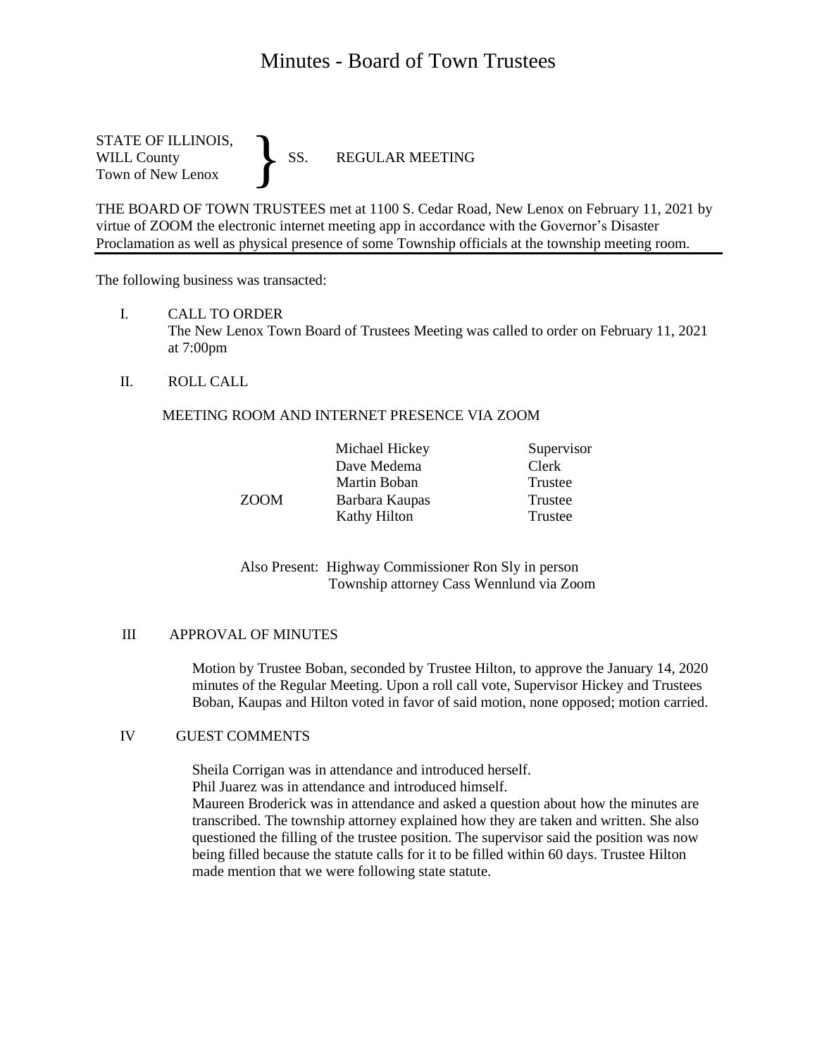# Minutes - Board of Town Trustees

STATE OF ILLINOIS,
WILL County
Town of New Lenox
} SS. REGULAR MEETING

THE BOARD OF TOWN TRUSTEES met at 1100 S. Cedar Road, New Lenox on February 11, 2021 by virtue of ZOOM the electronic internet meeting app in accordance with the Governor's Disaster Proclamation as well as physical presence of some Township officials at the township meeting room.

---

The following business was transacted:

I. CALL TO ORDER
The New Lenox Town Board of Trustees Meeting was called to order on February 11, 2021 at 7:00pm

II. ROLL CALL

MEETING ROOM AND INTERNET PRESENCE VIA ZOOM

| | | |
|---|---|---|
| | Michael Hickey | Supervisor |
| | Dave Medema | Clerk |
| | Martin Boban | Trustee |
| ZOOM | Barbara Kaupas | Trustee |
| | Kathy Hilton | Trustee |

Also Present: Highway Commissioner Ron Sly in person
Township attorney Cass Wennlund via Zoom

III APPROVAL OF MINUTES

Motion by Trustee Boban, seconded by Trustee Hilton, to approve the January 14, 2020 minutes of the Regular Meeting. Upon a roll call vote, Supervisor Hickey and Trustees Boban, Kaupas and Hilton voted in favor of said motion, none opposed; motion carried.

IV GUEST COMMENTS

Sheila Corrigan was in attendance and introduced herself.
Phil Juarez was in attendance and introduced himself.
Maureen Broderick was in attendance and asked a question about how the minutes are transcribed. The township attorney explained how they are taken and written. She also questioned the filling of the trustee position. The supervisor said the position was now being filled because the statute calls for it to be filled within 60 days. Trustee Hilton made mention that we were following state statute.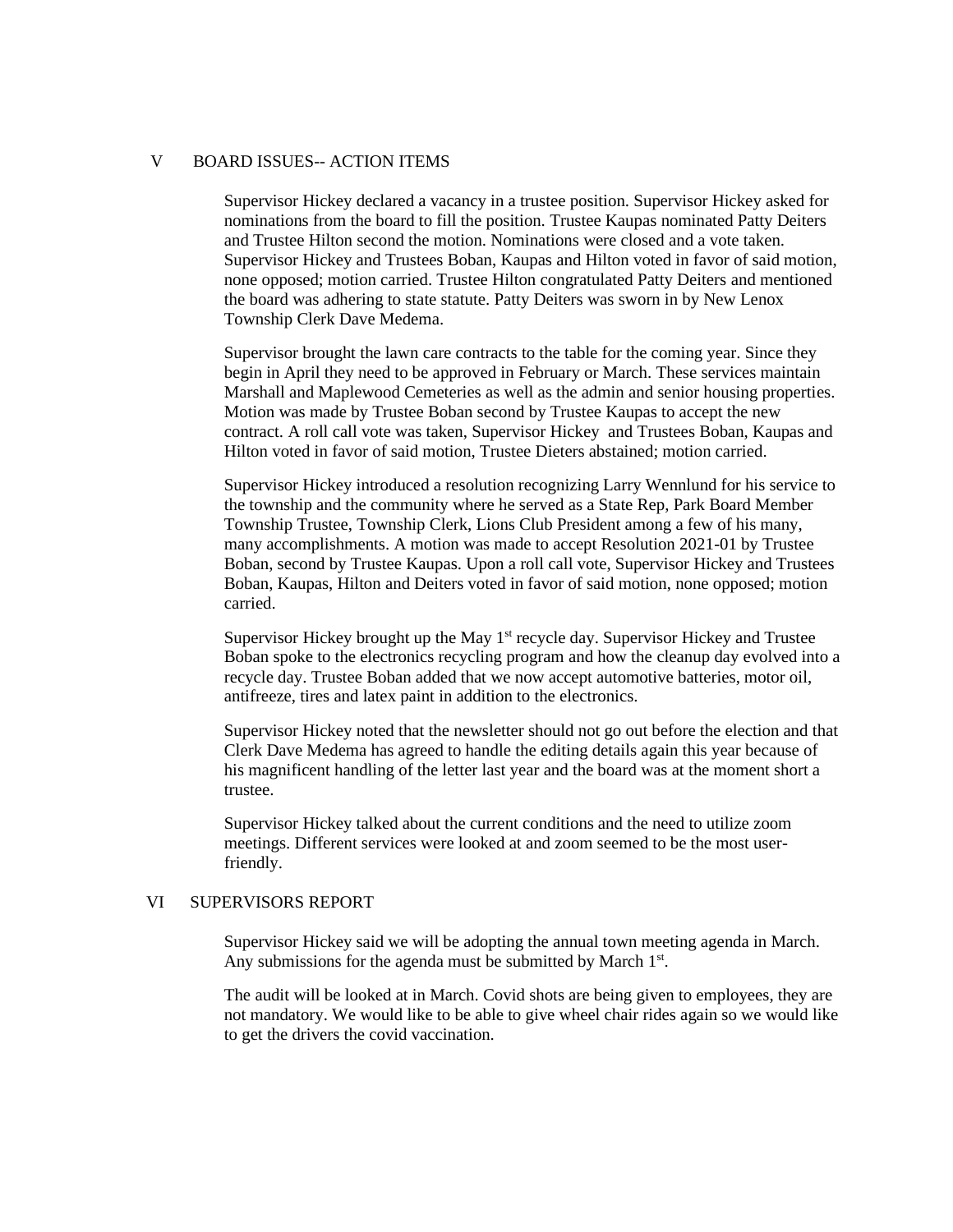## V BOARD ISSUES-- ACTION ITEMS

Supervisor Hickey declared a vacancy in a trustee position. Supervisor Hickey asked for nominations from the board to fill the position. Trustee Kaupas nominated Patty Deiters and Trustee Hilton second the motion. Nominations were closed and a vote taken. Supervisor Hickey and Trustees Boban, Kaupas and Hilton voted in favor of said motion, none opposed; motion carried. Trustee Hilton congratulated Patty Deiters and mentioned the board was adhering to state statute. Patty Deiters was sworn in by New Lenox Township Clerk Dave Medema.

Supervisor brought the lawn care contracts to the table for the coming year. Since they begin in April they need to be approved in February or March. These services maintain Marshall and Maplewood Cemeteries as well as the admin and senior housing properties. Motion was made by Trustee Boban second by Trustee Kaupas to accept the new contract. A roll call vote was taken, Supervisor Hickey and Trustees Boban, Kaupas and Hilton voted in favor of said motion, Trustee Dieters abstained; motion carried.

Supervisor Hickey introduced a resolution recognizing Larry Wennlund for his service to the township and the community where he served as a State Rep, Park Board Member Township Trustee, Township Clerk, Lions Club President among a few of his many, many accomplishments. A motion was made to accept Resolution 2021-01 by Trustee Boban, second by Trustee Kaupas. Upon a roll call vote, Supervisor Hickey and Trustees Boban, Kaupas, Hilton and Deiters voted in favor of said motion, none opposed; motion carried.

Supervisor Hickey brought up the May 1st recycle day. Supervisor Hickey and Trustee Boban spoke to the electronics recycling program and how the cleanup day evolved into a recycle day. Trustee Boban added that we now accept automotive batteries, motor oil, antifreeze, tires and latex paint in addition to the electronics.

Supervisor Hickey noted that the newsletter should not go out before the election and that Clerk Dave Medema has agreed to handle the editing details again this year because of his magnificent handling of the letter last year and the board was at the moment short a trustee.

Supervisor Hickey talked about the current conditions and the need to utilize zoom meetings. Different services were looked at and zoom seemed to be the most user-friendly.

## VI SUPERVISORS REPORT

Supervisor Hickey said we will be adopting the annual town meeting agenda in March. Any submissions for the agenda must be submitted by March 1st.

The audit will be looked at in March. Covid shots are being given to employees, they are not mandatory. We would like to be able to give wheel chair rides again so we would like to get the drivers the covid vaccination.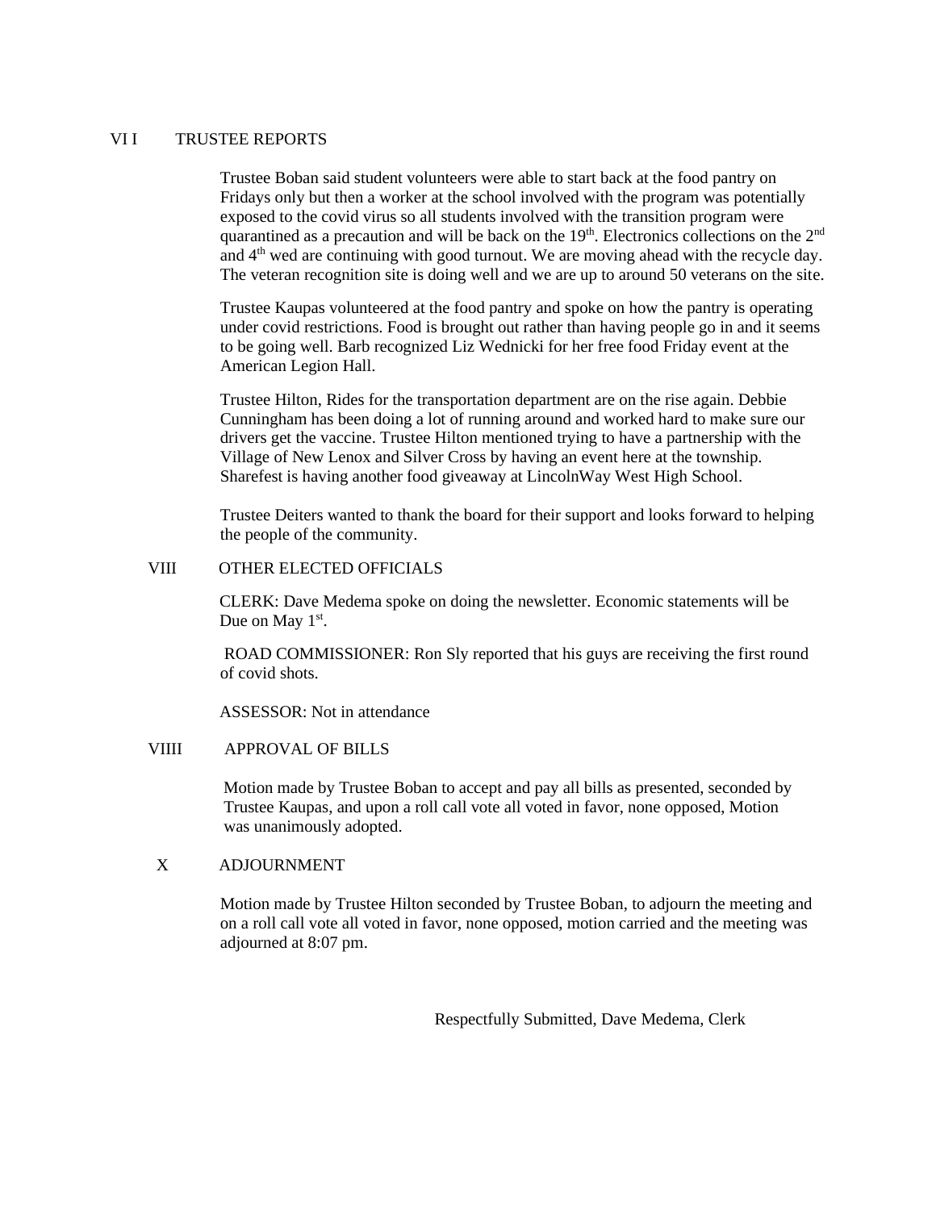VI I TRUSTEE REPORTS

Trustee Boban said student volunteers were able to start back at the food pantry on Fridays only but then a worker at the school involved with the program was potentially exposed to the covid virus so all students involved with the transition program were quarantined as a precaution and will be back on the 19th. Electronics collections on the 2nd and 4th wed are continuing with good turnout. We are moving ahead with the recycle day. The veteran recognition site is doing well and we are up to around 50 veterans on the site.

Trustee Kaupas volunteered at the food pantry and spoke on how the pantry is operating under covid restrictions. Food is brought out rather than having people go in and it seems to be going well. Barb recognized Liz Wednicki for her free food Friday event at the American Legion Hall.

Trustee Hilton, Rides for the transportation department are on the rise again. Debbie Cunningham has been doing a lot of running around and worked hard to make sure our drivers get the vaccine. Trustee Hilton mentioned trying to have a partnership with the Village of New Lenox and Silver Cross by having an event here at the township. Sharefest is having another food giveaway at LincolnWay West High School.

Trustee Deiters wanted to thank the board for their support and looks forward to helping the people of the community.

VIII OTHER ELECTED OFFICIALS

CLERK: Dave Medema spoke on doing the newsletter. Economic statements will be Due on May 1st.

ROAD COMMISSIONER: Ron Sly reported that his guys are receiving the first round of covid shots.

ASSESSOR: Not in attendance

VIIII APPROVAL OF BILLS

Motion made by Trustee Boban to accept and pay all bills as presented, seconded by Trustee Kaupas, and upon a roll call vote all voted in favor, none opposed, Motion was unanimously adopted.

X ADJOURNMENT

Motion made by Trustee Hilton seconded by Trustee Boban, to adjourn the meeting and on a roll call vote all voted in favor, none opposed, motion carried and the meeting was adjourned at 8:07 pm.

Respectfully Submitted, Dave Medema, Clerk